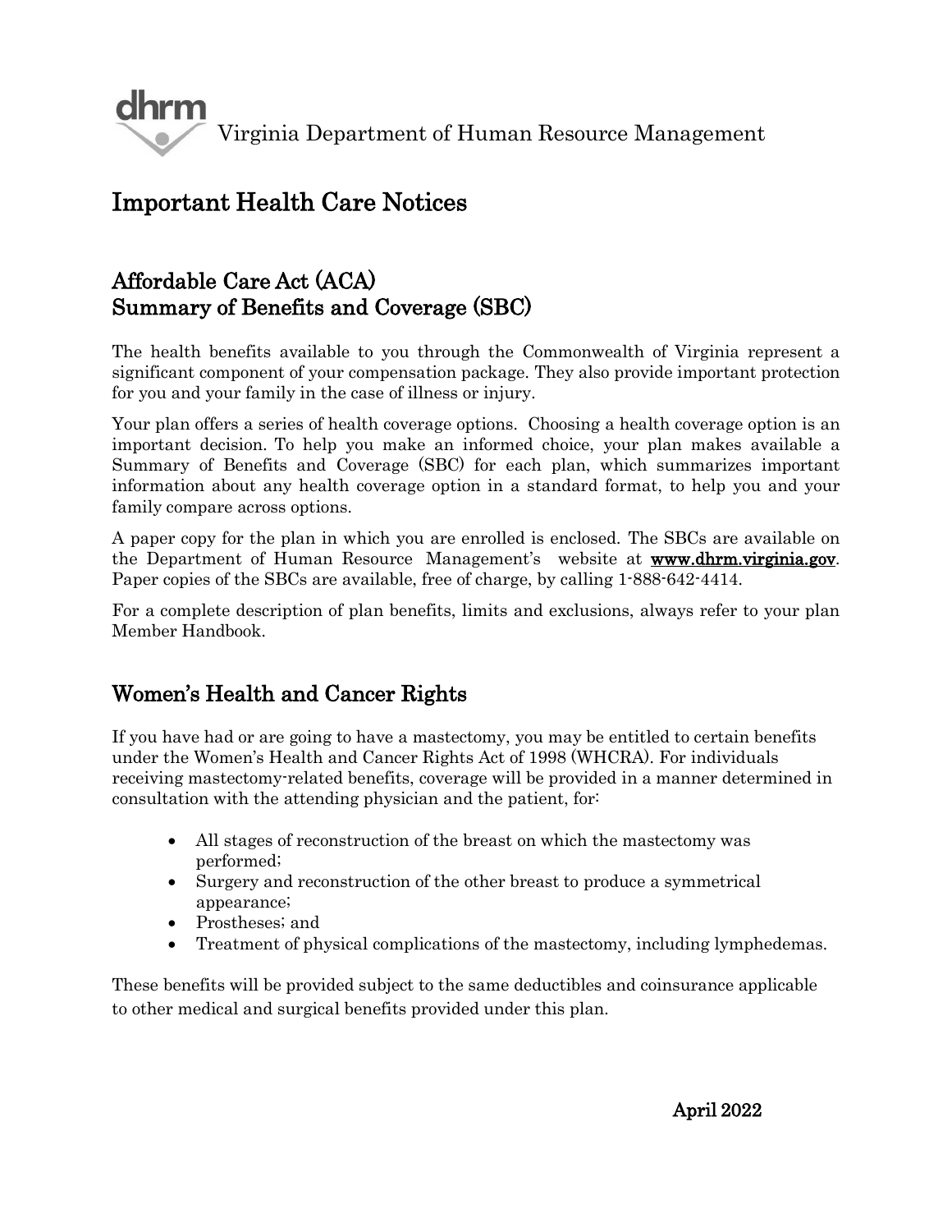dhrm Virginia Department of Human Resource Management

# Important Health Care Notices

## Affordable Care Act (ACA)
## Summary of Benefits and Coverage (SBC)

The health benefits available to you through the Commonwealth of Virginia represent a significant component of your compensation package. They also provide important protection for you and your family in the case of illness or injury.

Your plan offers a series of health coverage options. Choosing a health coverage option is an important decision. To help you make an informed choice, your plan makes available a Summary of Benefits and Coverage (SBC) for each plan, which summarizes important information about any health coverage option in a standard format, to help you and your family compare across options.

A paper copy for the plan in which you are enrolled is enclosed. The SBCs are available on the Department of Human Resource Management's website at **www.dhrm.virginia.gov**. Paper copies of the SBCs are available, free of charge, by calling 1-888-642-4414.

For a complete description of plan benefits, limits and exclusions, always refer to your plan Member Handbook.

## Women's Health and Cancer Rights

If you have had or are going to have a mastectomy, you may be entitled to certain benefits under the Women's Health and Cancer Rights Act of 1998 (WHCRA). For individuals receiving mastectomy-related benefits, coverage will be provided in a manner determined in consultation with the attending physician and the patient, for:

- All stages of reconstruction of the breast on which the mastectomy was performed;
- Surgery and reconstruction of the other breast to produce a symmetrical appearance;
- Prostheses; and
- Treatment of physical complications of the mastectomy, including lymphedemas.

These benefits will be provided subject to the same deductibles and coinsurance applicable to other medical and surgical benefits provided under this plan.

**April 2022**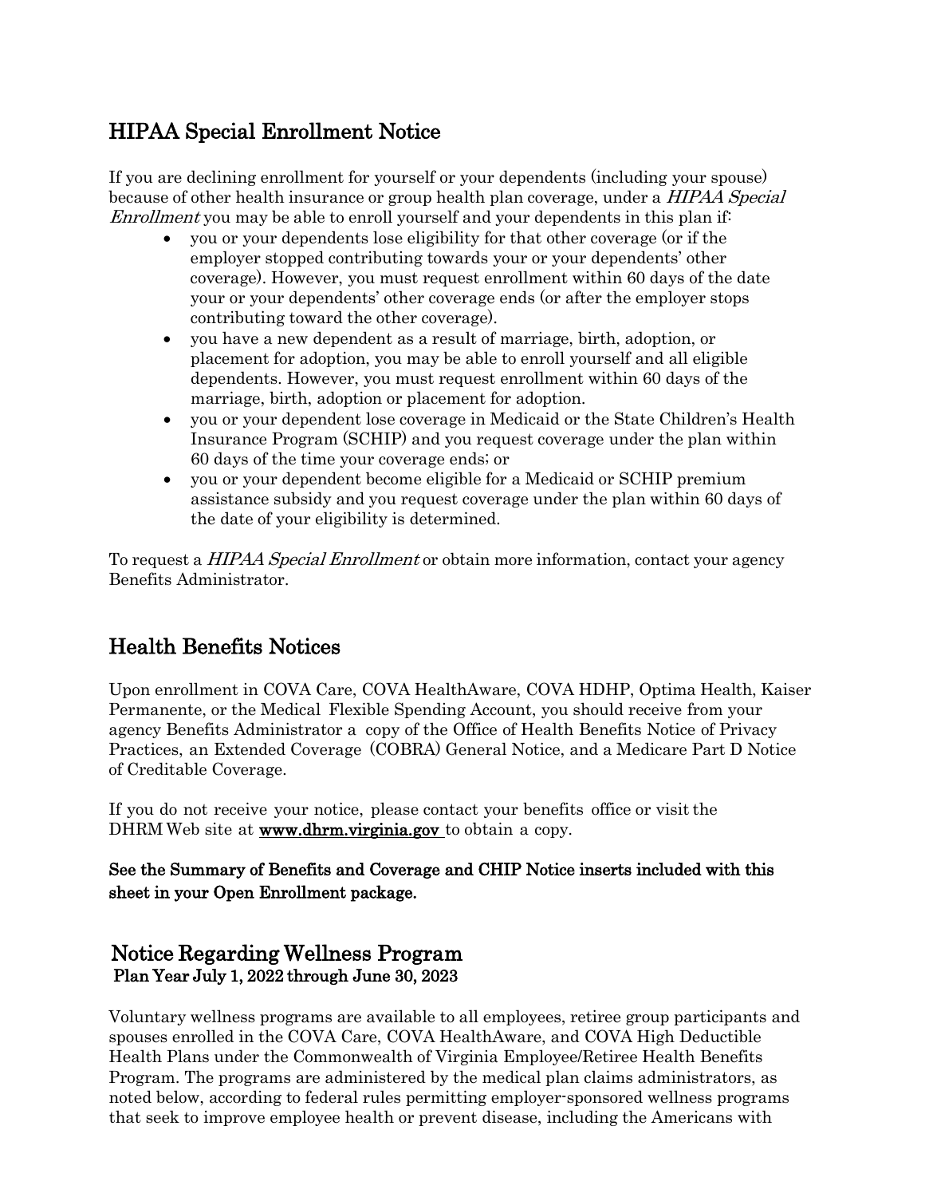## HIPAA Special Enrollment Notice

If you are declining enrollment for yourself or your dependents (including your spouse) because of other health insurance or group health plan coverage, under a *HIPAA Special Enrollment* you may be able to enroll yourself and your dependents in this plan if:

- you or your dependents lose eligibility for that other coverage (or if the employer stopped contributing towards your or your dependents' other coverage). However, you must request enrollment within 60 days of the date your or your dependents' other coverage ends (or after the employer stops contributing toward the other coverage).
- you have a new dependent as a result of marriage, birth, adoption, or placement for adoption, you may be able to enroll yourself and all eligible dependents. However, you must request enrollment within 60 days of the marriage, birth, adoption or placement for adoption.
- you or your dependent lose coverage in Medicaid or the State Children's Health Insurance Program (SCHIP) and you request coverage under the plan within 60 days of the time your coverage ends; or
- you or your dependent become eligible for a Medicaid or SCHIP premium assistance subsidy and you request coverage under the plan within 60 days of the date of your eligibility is determined.

To request a *HIPAA Special Enrollment* or obtain more information, contact your agency Benefits Administrator.

## Health Benefits Notices

Upon enrollment in COVA Care, COVA HealthAware, COVA HDHP, Optima Health, Kaiser Permanente, or the Medical Flexible Spending Account, you should receive from your agency Benefits Administrator a copy of the Office of Health Benefits Notice of Privacy Practices, an Extended Coverage (COBRA) General Notice, and a Medicare Part D Notice of Creditable Coverage.

If you do not receive your notice, please contact your benefits office or visit the DHRM Web site at **www.dhrm.virginia.gov** to obtain a copy.

**See the Summary of Benefits and Coverage and CHIP Notice inserts included with this sheet in your Open Enrollment package.**

## Notice Regarding Wellness Program

**Plan Year July 1, 2022 through June 30, 2023**

Voluntary wellness programs are available to all employees, retiree group participants and spouses enrolled in the COVA Care, COVA HealthAware, and COVA High Deductible Health Plans under the Commonwealth of Virginia Employee/Retiree Health Benefits Program. The programs are administered by the medical plan claims administrators, as noted below, according to federal rules permitting employer-sponsored wellness programs that seek to improve employee health or prevent disease, including the Americans with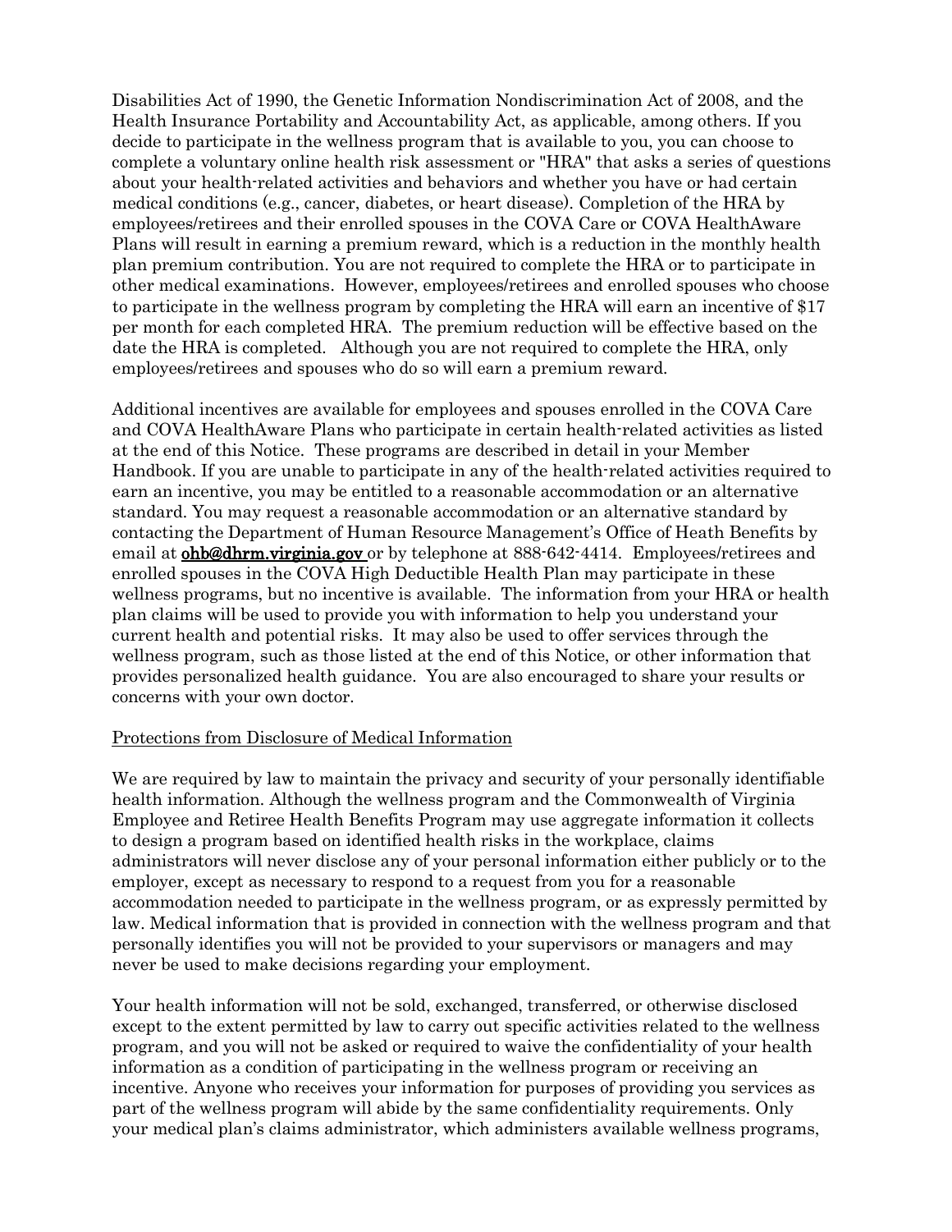Disabilities Act of 1990, the Genetic Information Nondiscrimination Act of 2008, and the Health Insurance Portability and Accountability Act, as applicable, among others. If you decide to participate in the wellness program that is available to you, you can choose to complete a voluntary online health risk assessment or "HRA" that asks a series of questions about your health-related activities and behaviors and whether you have or had certain medical conditions (e.g., cancer, diabetes, or heart disease). Completion of the HRA by employees/retirees and their enrolled spouses in the COVA Care or COVA HealthAware Plans will result in earning a premium reward, which is a reduction in the monthly health plan premium contribution. You are not required to complete the HRA or to participate in other medical examinations. However, employees/retirees and enrolled spouses who choose to participate in the wellness program by completing the HRA will earn an incentive of $17 per month for each completed HRA. The premium reduction will be effective based on the date the HRA is completed. Although you are not required to complete the HRA, only employees/retirees and spouses who do so will earn a premium reward.

Additional incentives are available for employees and spouses enrolled in the COVA Care and COVA HealthAware Plans who participate in certain health-related activities as listed at the end of this Notice. These programs are described in detail in your Member Handbook. If you are unable to participate in any of the health-related activities required to earn an incentive, you may be entitled to a reasonable accommodation or an alternative standard. You may request a reasonable accommodation or an alternative standard by contacting the Department of Human Resource Management's Office of Heath Benefits by email at **ohb@dhrm.virginia.gov** or by telephone at 888-642-4414. Employees/retirees and enrolled spouses in the COVA High Deductible Health Plan may participate in these wellness programs, but no incentive is available. The information from your HRA or health plan claims will be used to provide you with information to help you understand your current health and potential risks. It may also be used to offer services through the wellness program, such as those listed at the end of this Notice, or other information that provides personalized health guidance. You are also encouraged to share your results or concerns with your own doctor.

Protections from Disclosure of Medical Information

We are required by law to maintain the privacy and security of your personally identifiable health information. Although the wellness program and the Commonwealth of Virginia Employee and Retiree Health Benefits Program may use aggregate information it collects to design a program based on identified health risks in the workplace, claims administrators will never disclose any of your personal information either publicly or to the employer, except as necessary to respond to a request from you for a reasonable accommodation needed to participate in the wellness program, or as expressly permitted by law. Medical information that is provided in connection with the wellness program and that personally identifies you will not be provided to your supervisors or managers and may never be used to make decisions regarding your employment.

Your health information will not be sold, exchanged, transferred, or otherwise disclosed except to the extent permitted by law to carry out specific activities related to the wellness program, and you will not be asked or required to waive the confidentiality of your health information as a condition of participating in the wellness program or receiving an incentive. Anyone who receives your information for purposes of providing you services as part of the wellness program will abide by the same confidentiality requirements. Only your medical plan's claims administrator, which administers available wellness programs,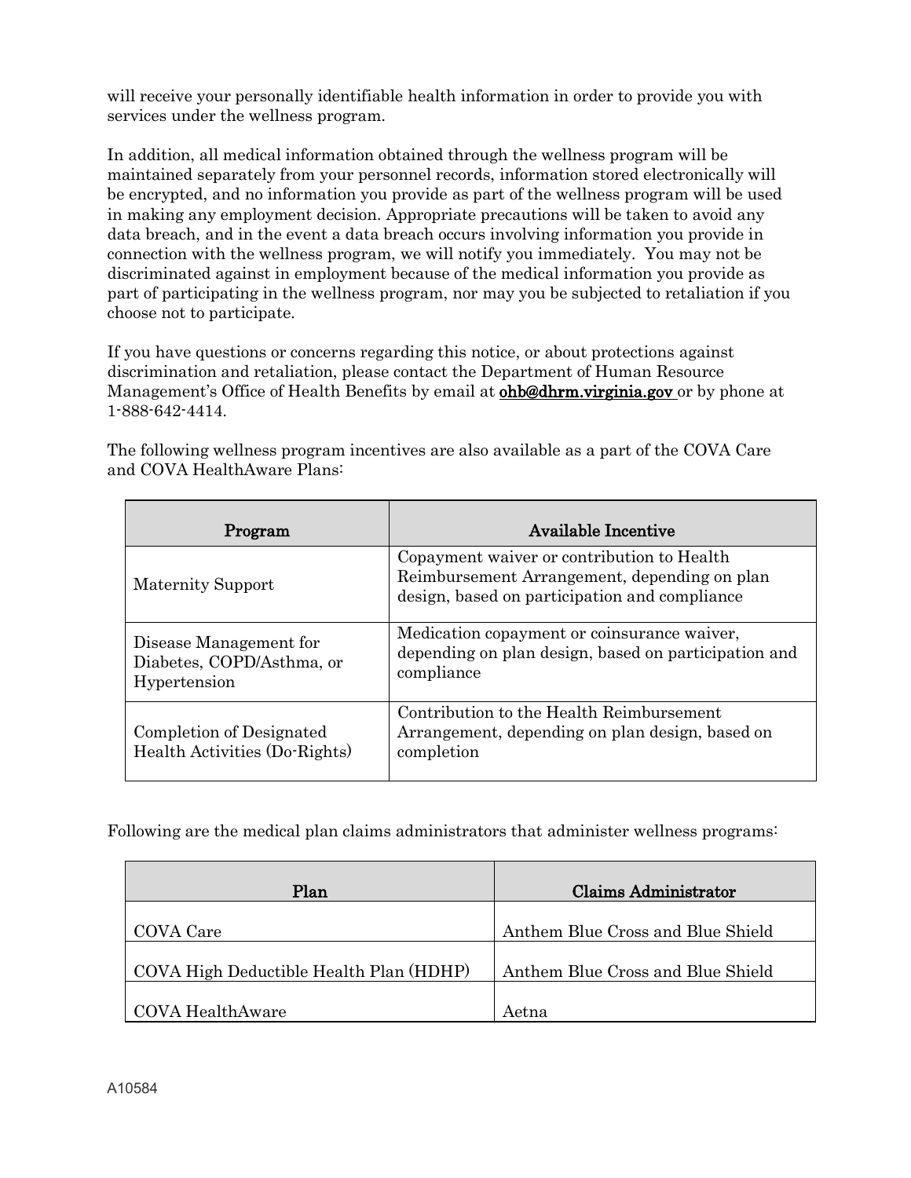will receive your personally identifiable health information in order to provide you with services under the wellness program.

In addition, all medical information obtained through the wellness program will be maintained separately from your personnel records, information stored electronically will be encrypted, and no information you provide as part of the wellness program will be used in making any employment decision. Appropriate precautions will be taken to avoid any data breach, and in the event a data breach occurs involving information you provide in connection with the wellness program, we will notify you immediately. You may not be discriminated against in employment because of the medical information you provide as part of participating in the wellness program, nor may you be subjected to retaliation if you choose not to participate.

If you have questions or concerns regarding this notice, or about protections against discrimination and retaliation, please contact the Department of Human Resource Management's Office of Health Benefits by email at **ohb@dhrm.virginia.gov** or by phone at 1-888-642-4414.

The following wellness program incentives are also available as a part of the COVA Care and COVA HealthAware Plans:

| Program | Available Incentive |
|---|---|
| Maternity Support | Copayment waiver or contribution to Health Reimbursement Arrangement, depending on plan design, based on participation and compliance |
| Disease Management for Diabetes, COPD/Asthma, or Hypertension | Medication copayment or coinsurance waiver, depending on plan design, based on participation and compliance |
| Completion of Designated Health Activities (Do-Rights) | Contribution to the Health Reimbursement Arrangement, depending on plan design, based on completion |

Following are the medical plan claims administrators that administer wellness programs:

| Plan | Claims Administrator |
|---|---|
| COVA Care | Anthem Blue Cross and Blue Shield |
| COVA High Deductible Health Plan (HDHP) | Anthem Blue Cross and Blue Shield |
| COVA HealthAware | Aetna |

A10584